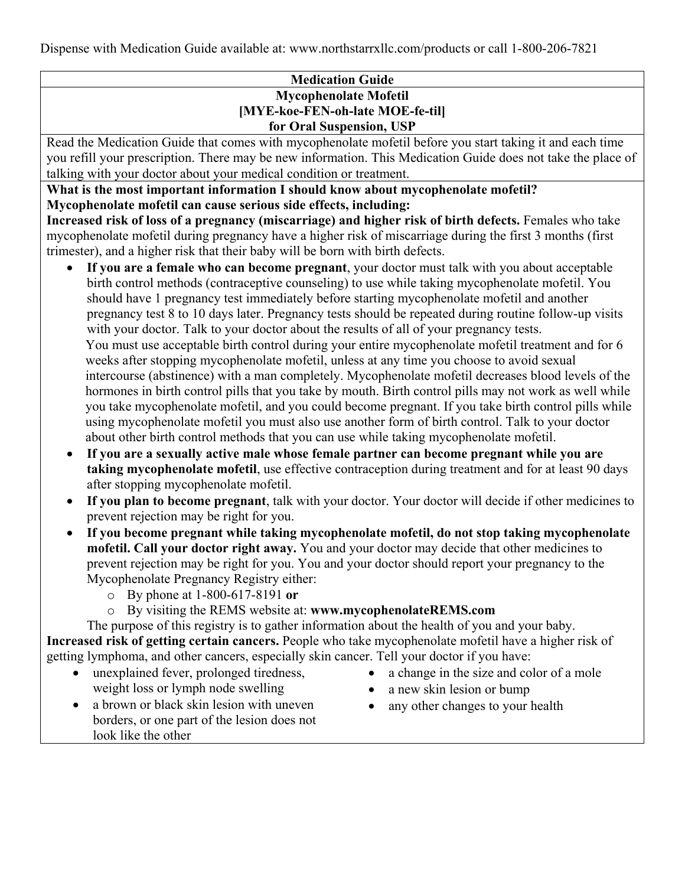Dispense with Medication Guide available at: www.northstarrxllc.com/products or call 1-800-206-7821

# Medication Guide
## Mycophenolate Mofetil
## [MYE-koe-FEN-oh-late MOE-fe-til]
## for Oral Suspension, USP

Read the Medication Guide that comes with mycophenolate mofetil before you start taking it and each time you refill your prescription. There may be new information. This Medication Guide does not take the place of talking with your doctor about your medical condition or treatment.

**What is the most important information I should know about mycophenolate mofetil?**
**Mycophenolate mofetil can cause serious side effects, including:**

**Increased risk of loss of a pregnancy (miscarriage) and higher risk of birth defects.** Females who take mycophenolate mofetil during pregnancy have a higher risk of miscarriage during the first 3 months (first trimester), and a higher risk that their baby will be born with birth defects.

- **If you are a female who can become pregnant**, your doctor must talk with you about acceptable birth control methods (contraceptive counseling) to use while taking mycophenolate mofetil. You should have 1 pregnancy test immediately before starting mycophenolate mofetil and another pregnancy test 8 to 10 days later. Pregnancy tests should be repeated during routine follow-up visits with your doctor. Talk to your doctor about the results of all of your pregnancy tests.
  You must use acceptable birth control during your entire mycophenolate mofetil treatment and for 6 weeks after stopping mycophenolate mofetil, unless at any time you choose to avoid sexual intercourse (abstinence) with a man completely. Mycophenolate mofetil decreases blood levels of the hormones in birth control pills that you take by mouth. Birth control pills may not work as well while you take mycophenolate mofetil, and you could become pregnant. If you take birth control pills while using mycophenolate mofetil you must also use another form of birth control. Talk to your doctor about other birth control methods that you can use while taking mycophenolate mofetil.
- **If you are a sexually active male whose female partner can become pregnant while you are taking mycophenolate mofetil**, use effective contraception during treatment and for at least 90 days after stopping mycophenolate mofetil.
- **If you plan to become pregnant**, talk with your doctor. Your doctor will decide if other medicines to prevent rejection may be right for you.
- **If you become pregnant while taking mycophenolate mofetil, do not stop taking mycophenolate mofetil. Call your doctor right away.** You and your doctor may decide that other medicines to prevent rejection may be right for you. You and your doctor should report your pregnancy to the Mycophenolate Pregnancy Registry either:
  - By phone at 1-800-617-8191 **or**
  - By visiting the REMS website at: **www.mycophenolateREMS.com**

  The purpose of this registry is to gather information about the health of you and your baby.

**Increased risk of getting certain cancers.** People who take mycophenolate mofetil have a higher risk of getting lymphoma, and other cancers, especially skin cancer. Tell your doctor if you have:

- unexplained fever, prolonged tiredness, weight loss or lymph node swelling
- a brown or black skin lesion with uneven borders, or one part of the lesion does not look like the other
- a change in the size and color of a mole
- a new skin lesion or bump
- any other changes to your health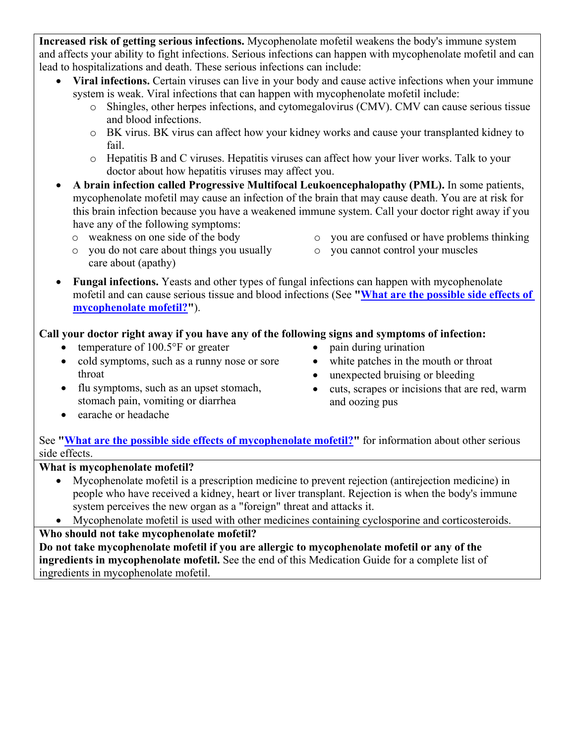**Increased risk of getting serious infections.** Mycophenolate mofetil weakens the body's immune system and affects your ability to fight infections. Serious infections can happen with mycophenolate mofetil and can lead to hospitalizations and death. These serious infections can include:

- **Viral infections.** Certain viruses can live in your body and cause active infections when your immune system is weak. Viral infections that can happen with mycophenolate mofetil include:
  - Shingles, other herpes infections, and cytomegalovirus (CMV). CMV can cause serious tissue and blood infections.
  - BK virus. BK virus can affect how your kidney works and cause your transplanted kidney to fail.
  - Hepatitis B and C viruses. Hepatitis viruses can affect how your liver works. Talk to your doctor about how hepatitis viruses may affect you.
- **A brain infection called Progressive Multifocal Leukoencephalopathy (PML).** In some patients, mycophenolate mofetil may cause an infection of the brain that may cause death. You are at risk for this brain infection because you have a weakened immune system. Call your doctor right away if you have any of the following symptoms:
  - weakness on one side of the body
  - you do not care about things you usually care about (apathy)
  - you are confused or have problems thinking
  - you cannot control your muscles
- **Fungal infections.** Yeasts and other types of fungal infections can happen with mycophenolate mofetil and can cause serious tissue and blood infections (See **"What are the possible side effects of mycophenolate mofetil?"**).

**Call your doctor right away if you have any of the following signs and symptoms of infection:**

- temperature of 100.5°F or greater
- cold symptoms, such as a runny nose or sore throat
- flu symptoms, such as an upset stomach, stomach pain, vomiting or diarrhea
- earache or headache
- pain during urination
- white patches in the mouth or throat
- unexpected bruising or bleeding
- cuts, scrapes or incisions that are red, warm and oozing pus

See **"What are the possible side effects of mycophenolate mofetil?"** for information about other serious side effects.

**What is mycophenolate mofetil?**

- Mycophenolate mofetil is a prescription medicine to prevent rejection (antirejection medicine) in people who have received a kidney, heart or liver transplant. Rejection is when the body's immune system perceives the new organ as a "foreign" threat and attacks it.
- Mycophenolate mofetil is used with other medicines containing cyclosporine and corticosteroids.

**Who should not take mycophenolate mofetil?**

**Do not take mycophenolate mofetil if you are allergic to mycophenolate mofetil or any of the ingredients in mycophenolate mofetil.** See the end of this Medication Guide for a complete list of ingredients in mycophenolate mofetil.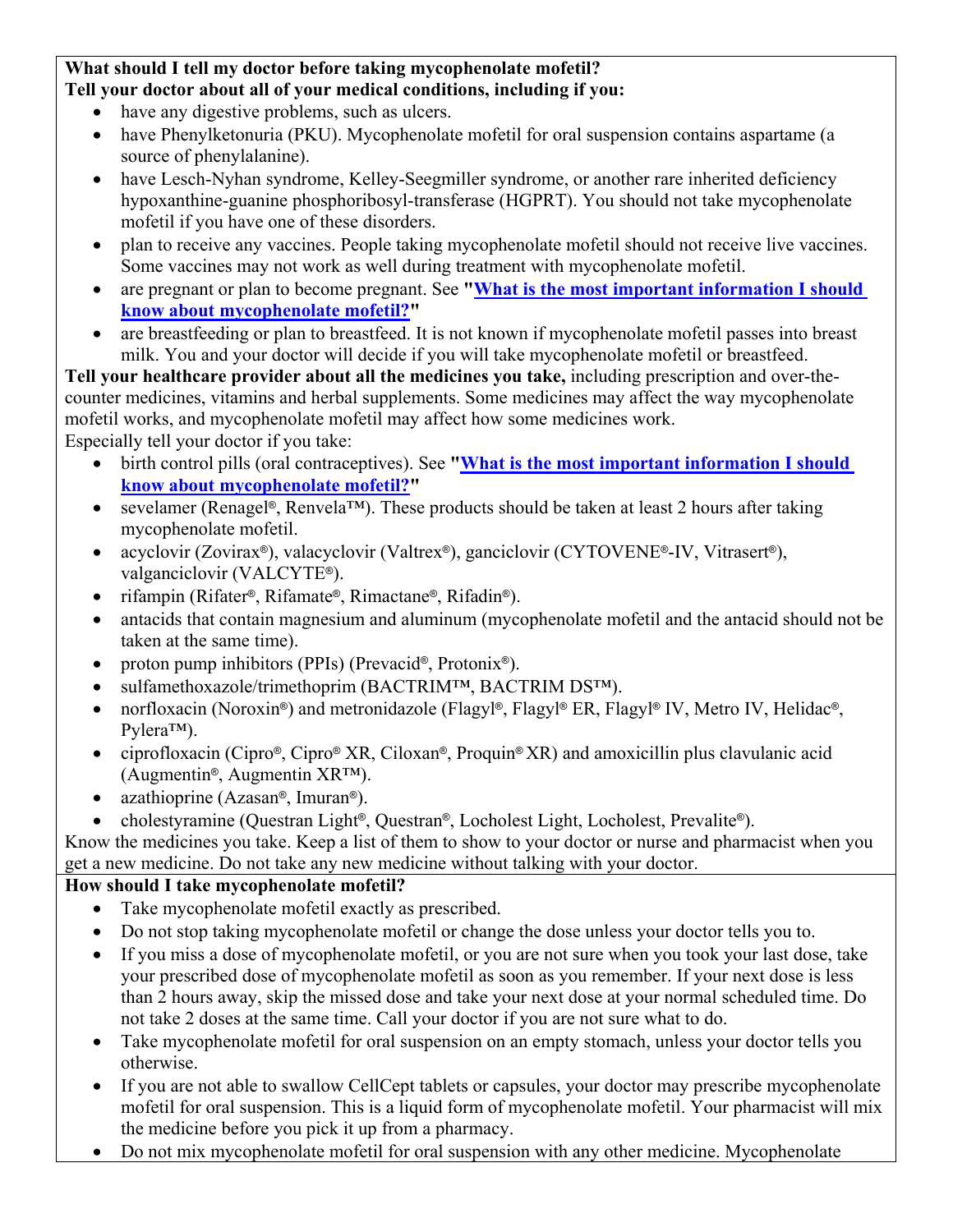**What should I tell my doctor before taking mycophenolate mofetil?**
**Tell your doctor about all of your medical conditions, including if you:**

- have any digestive problems, such as ulcers.
- have Phenylketonuria (PKU). Mycophenolate mofetil for oral suspension contains aspartame (a source of phenylalanine).
- have Lesch-Nyhan syndrome, Kelley-Seegmiller syndrome, or another rare inherited deficiency hypoxanthine-guanine phosphoribosyl-transferase (HGPRT). You should not take mycophenolate mofetil if you have one of these disorders.
- plan to receive any vaccines. People taking mycophenolate mofetil should not receive live vaccines. Some vaccines may not work as well during treatment with mycophenolate mofetil.
- are pregnant or plan to become pregnant. See **"What is the most important information I should know about mycophenolate mofetil?"**
- are breastfeeding or plan to breastfeed. It is not known if mycophenolate mofetil passes into breast milk. You and your doctor will decide if you will take mycophenolate mofetil or breastfeed.

**Tell your healthcare provider about all the medicines you take,** including prescription and over-the-counter medicines, vitamins and herbal supplements. Some medicines may affect the way mycophenolate mofetil works, and mycophenolate mofetil may affect how some medicines work.

Especially tell your doctor if you take:

- birth control pills (oral contraceptives). See **"What is the most important information I should know about mycophenolate mofetil?"**
- sevelamer (Renagel®, Renvela™). These products should be taken at least 2 hours after taking mycophenolate mofetil.
- acyclovir (Zovirax®), valacyclovir (Valtrex®), ganciclovir (CYTOVENE®-IV, Vitrasert®), valganciclovir (VALCYTE®).
- rifampin (Rifater®, Rifamate®, Rimactane®, Rifadin®).
- antacids that contain magnesium and aluminum (mycophenolate mofetil and the antacid should not be taken at the same time).
- proton pump inhibitors (PPIs) (Prevacid®, Protonix®).
- sulfamethoxazole/trimethoprim (BACTRIM™, BACTRIM DS™).
- norfloxacin (Noroxin®) and metronidazole (Flagyl®, Flagyl® ER, Flagyl® IV, Metro IV, Helidac®, Pylera™).
- ciprofloxacin (Cipro®, Cipro® XR, Ciloxan®, Proquin® XR) and amoxicillin plus clavulanic acid (Augmentin®, Augmentin XR™).
- azathioprine (Azasan®, Imuran®).
- cholestyramine (Questran Light®, Questran®, Locholest Light, Locholest, Prevalite®).

Know the medicines you take. Keep a list of them to show to your doctor or nurse and pharmacist when you get a new medicine. Do not take any new medicine without talking with your doctor.

**How should I take mycophenolate mofetil?**

- Take mycophenolate mofetil exactly as prescribed.
- Do not stop taking mycophenolate mofetil or change the dose unless your doctor tells you to.
- If you miss a dose of mycophenolate mofetil, or you are not sure when you took your last dose, take your prescribed dose of mycophenolate mofetil as soon as you remember. If your next dose is less than 2 hours away, skip the missed dose and take your next dose at your normal scheduled time. Do not take 2 doses at the same time. Call your doctor if you are not sure what to do.
- Take mycophenolate mofetil for oral suspension on an empty stomach, unless your doctor tells you otherwise.
- If you are not able to swallow CellCept tablets or capsules, your doctor may prescribe mycophenolate mofetil for oral suspension. This is a liquid form of mycophenolate mofetil. Your pharmacist will mix the medicine before you pick it up from a pharmacy.
- Do not mix mycophenolate mofetil for oral suspension with any other medicine. Mycophenolate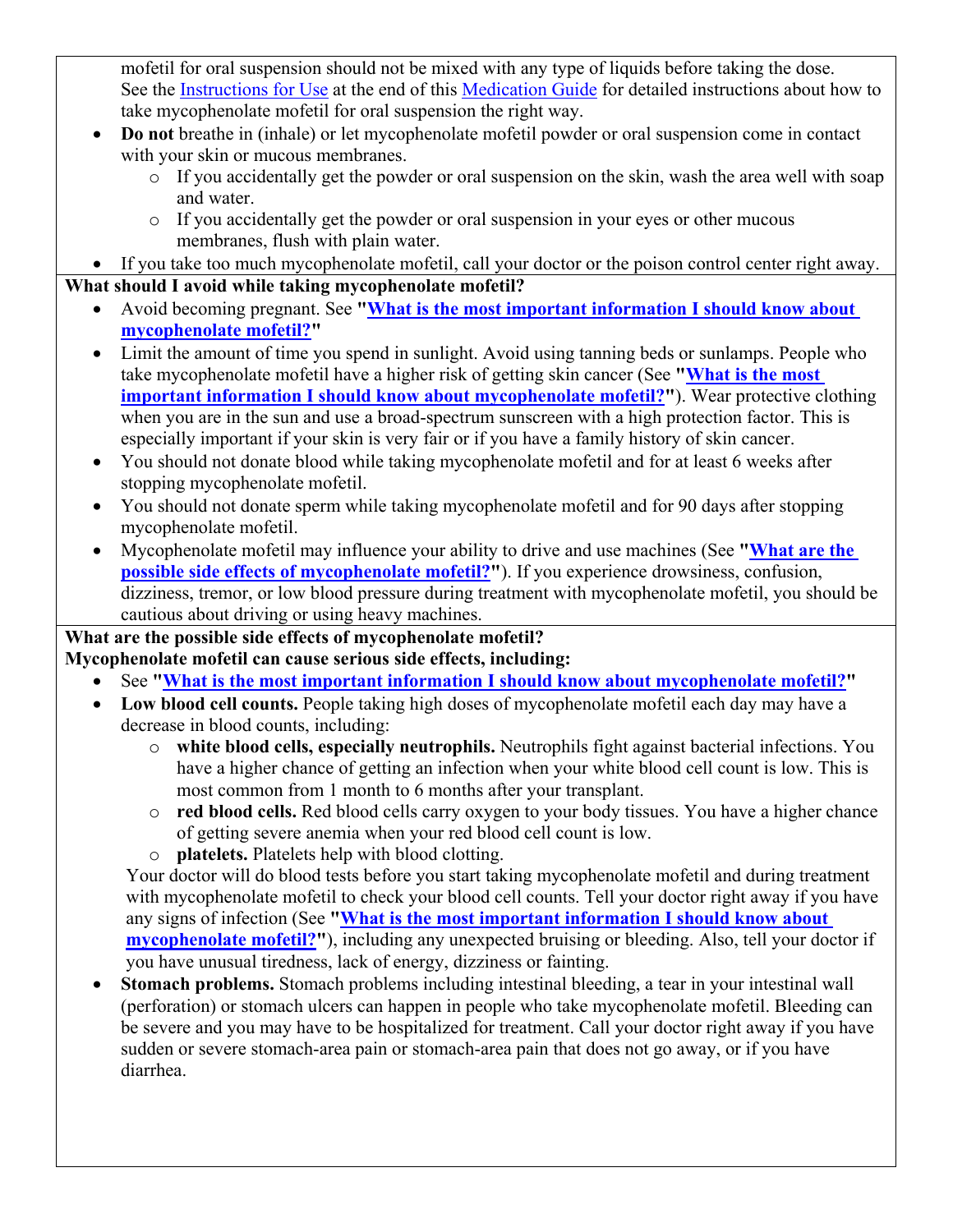mofetil for oral suspension should not be mixed with any type of liquids before taking the dose. See the Instructions for Use at the end of this Medication Guide for detailed instructions about how to take mycophenolate mofetil for oral suspension the right way.

- **Do not** breathe in (inhale) or let mycophenolate mofetil powder or oral suspension come in contact with your skin or mucous membranes.
  - If you accidentally get the powder or oral suspension on the skin, wash the area well with soap and water.
  - If you accidentally get the powder or oral suspension in your eyes or other mucous membranes, flush with plain water.
- If you take too much mycophenolate mofetil, call your doctor or the poison control center right away.

**What should I avoid while taking mycophenolate mofetil?**

- Avoid becoming pregnant. See **"What is the most important information I should know about mycophenolate mofetil?"**
- Limit the amount of time you spend in sunlight. Avoid using tanning beds or sunlamps. People who take mycophenolate mofetil have a higher risk of getting skin cancer (See **"What is the most important information I should know about mycophenolate mofetil?"**). Wear protective clothing when you are in the sun and use a broad-spectrum sunscreen with a high protection factor. This is especially important if your skin is very fair or if you have a family history of skin cancer.
- You should not donate blood while taking mycophenolate mofetil and for at least 6 weeks after stopping mycophenolate mofetil.
- You should not donate sperm while taking mycophenolate mofetil and for 90 days after stopping mycophenolate mofetil.
- Mycophenolate mofetil may influence your ability to drive and use machines (See **"What are the possible side effects of mycophenolate mofetil?"**). If you experience drowsiness, confusion, dizziness, tremor, or low blood pressure during treatment with mycophenolate mofetil, you should be cautious about driving or using heavy machines.

**What are the possible side effects of mycophenolate mofetil?**

**Mycophenolate mofetil can cause serious side effects, including:**

- See **"What is the most important information I should know about mycophenolate mofetil?"**
- **Low blood cell counts.** People taking high doses of mycophenolate mofetil each day may have a decrease in blood counts, including:
  - **white blood cells, especially neutrophils.** Neutrophils fight against bacterial infections. You have a higher chance of getting an infection when your white blood cell count is low. This is most common from 1 month to 6 months after your transplant.
  - **red blood cells.** Red blood cells carry oxygen to your body tissues. You have a higher chance of getting severe anemia when your red blood cell count is low.
  - **platelets.** Platelets help with blood clotting.

  Your doctor will do blood tests before you start taking mycophenolate mofetil and during treatment with mycophenolate mofetil to check your blood cell counts. Tell your doctor right away if you have any signs of infection (See **"What is the most important information I should know about mycophenolate mofetil?"**), including any unexpected bruising or bleeding. Also, tell your doctor if you have unusual tiredness, lack of energy, dizziness or fainting.
- **Stomach problems.** Stomach problems including intestinal bleeding, a tear in your intestinal wall (perforation) or stomach ulcers can happen in people who take mycophenolate mofetil. Bleeding can be severe and you may have to be hospitalized for treatment. Call your doctor right away if you have sudden or severe stomach-area pain or stomach-area pain that does not go away, or if you have diarrhea.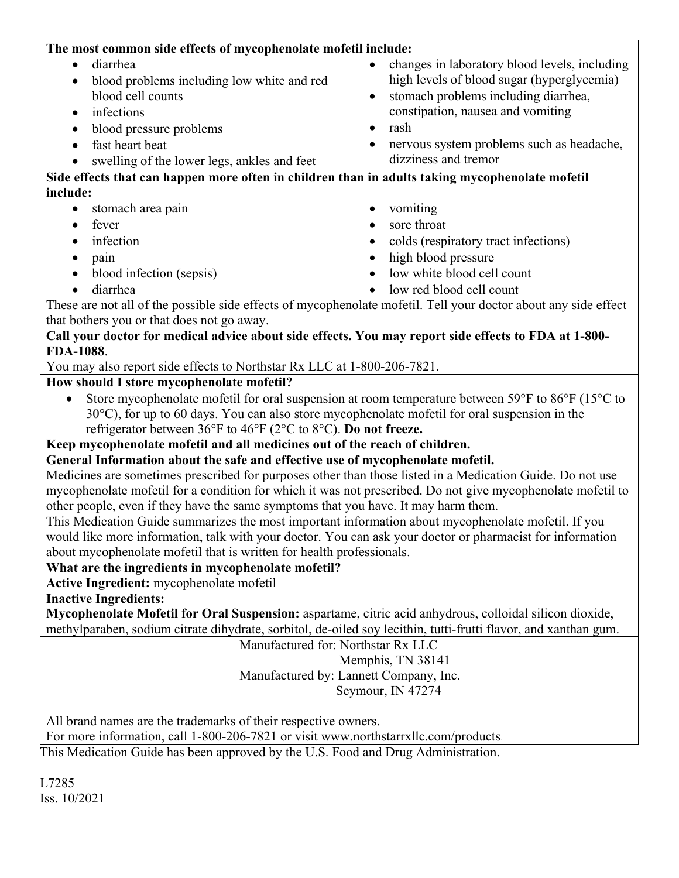**The most common side effects of mycophenolate mofetil include:**

- diarrhea
- blood problems including low white and red blood cell counts
- infections
- blood pressure problems
- fast heart beat
- swelling of the lower legs, ankles and feet
- changes in laboratory blood levels, including high levels of blood sugar (hyperglycemia)
- stomach problems including diarrhea, constipation, nausea and vomiting
- rash
- nervous system problems such as headache, dizziness and tremor

**Side effects that can happen more often in children than in adults taking mycophenolate mofetil include:**

- stomach area pain
- fever
- infection
- pain
- blood infection (sepsis)
- diarrhea
- vomiting
- sore throat
- colds (respiratory tract infections)
- high blood pressure
- low white blood cell count
- low red blood cell count

These are not all of the possible side effects of mycophenolate mofetil. Tell your doctor about any side effect that bothers you or that does not go away.

**Call your doctor for medical advice about side effects. You may report side effects to FDA at 1-800-FDA-1088**.

You may also report side effects to Northstar Rx LLC at 1-800-206-7821.

**How should I store mycophenolate mofetil?**

- Store mycophenolate mofetil for oral suspension at room temperature between 59°F to 86°F (15°C to 30°C), for up to 60 days. You can also store mycophenolate mofetil for oral suspension in the refrigerator between 36°F to 46°F (2°C to 8°C). **Do not freeze.**

**Keep mycophenolate mofetil and all medicines out of the reach of children.**

**General Information about the safe and effective use of mycophenolate mofetil.**

Medicines are sometimes prescribed for purposes other than those listed in a Medication Guide. Do not use mycophenolate mofetil for a condition for which it was not prescribed. Do not give mycophenolate mofetil to other people, even if they have the same symptoms that you have. It may harm them.

This Medication Guide summarizes the most important information about mycophenolate mofetil. If you would like more information, talk with your doctor. You can ask your doctor or pharmacist for information about mycophenolate mofetil that is written for health professionals.

**What are the ingredients in mycophenolate mofetil?**

**Active Ingredient:** mycophenolate mofetil

**Inactive Ingredients:**

**Mycophenolate Mofetil for Oral Suspension:** aspartame, citric acid anhydrous, colloidal silicon dioxide, methylparaben, sodium citrate dihydrate, sorbitol, de-oiled soy lecithin, tutti-frutti flavor, and xanthan gum.

Manufactured for: Northstar Rx LLC
Memphis, TN 38141
Manufactured by: Lannett Company, Inc.
Seymour, IN 47274

All brand names are the trademarks of their respective owners.

For more information, call 1-800-206-7821 or visit www.northstarrxllc.com/products.

This Medication Guide has been approved by the U.S. Food and Drug Administration.

L7285
Iss. 10/2021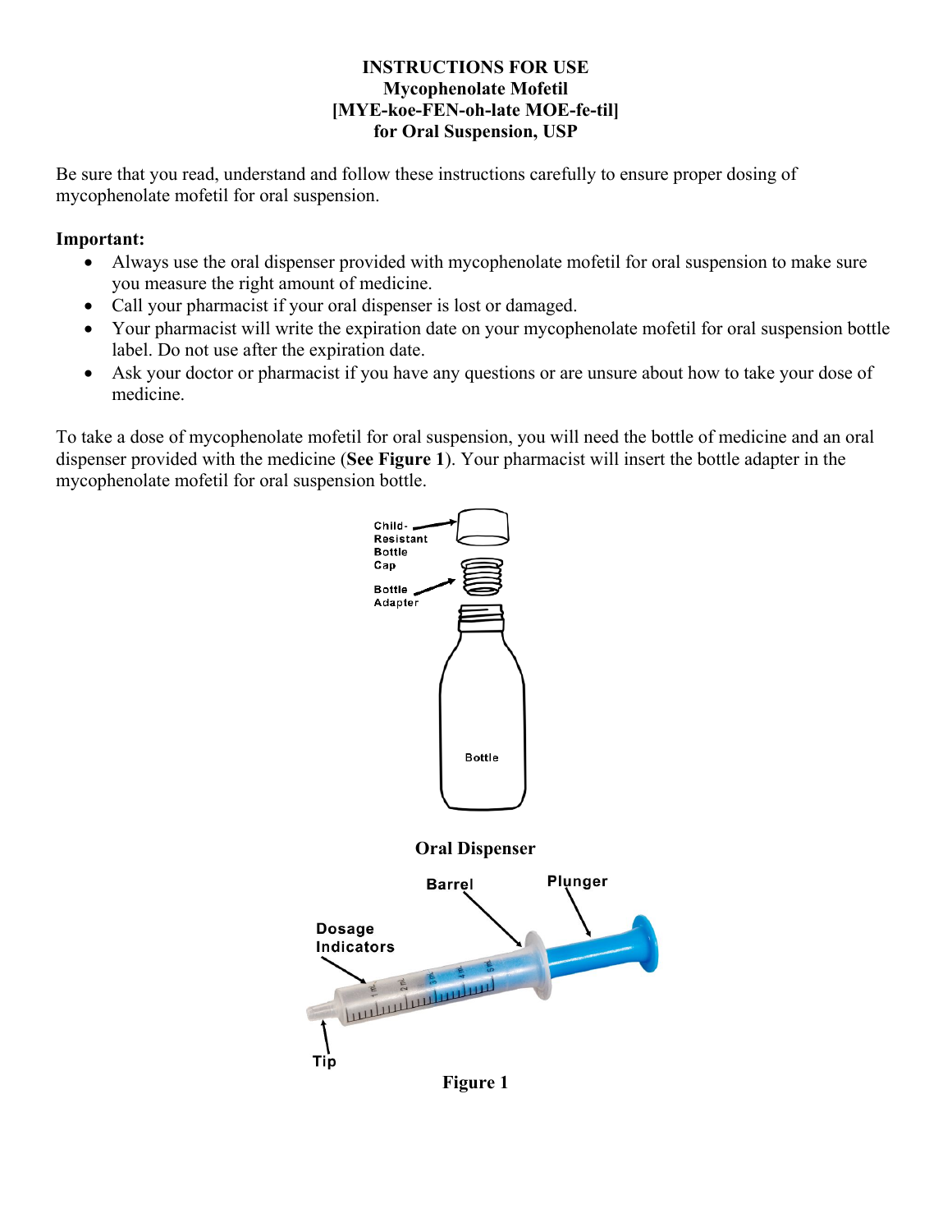# INSTRUCTIONS FOR USE
# Mycophenolate Mofetil
# [MYE-koe-FEN-oh-late MOE-fe-til]
# for Oral Suspension, USP

Be sure that you read, understand and follow these instructions carefully to ensure proper dosing of mycophenolate mofetil for oral suspension.

**Important:**

- Always use the oral dispenser provided with mycophenolate mofetil for oral suspension to make sure you measure the right amount of medicine.
- Call your pharmacist if your oral dispenser is lost or damaged.
- Your pharmacist will write the expiration date on your mycophenolate mofetil for oral suspension bottle label. Do not use after the expiration date.
- Ask your doctor or pharmacist if you have any questions or are unsure about how to take your dose of medicine.

To take a dose of mycophenolate mofetil for oral suspension, you will need the bottle of medicine and an oral dispenser provided with the medicine (**See Figure 1**). Your pharmacist will insert the bottle adapter in the mycophenolate mofetil for oral suspension bottle.

Child-Resistant Bottle Cap

Bottle Adapter

Bottle

**Oral Dispenser**

Barrel

Plunger

Dosage Indicators

Tip

**Figure 1**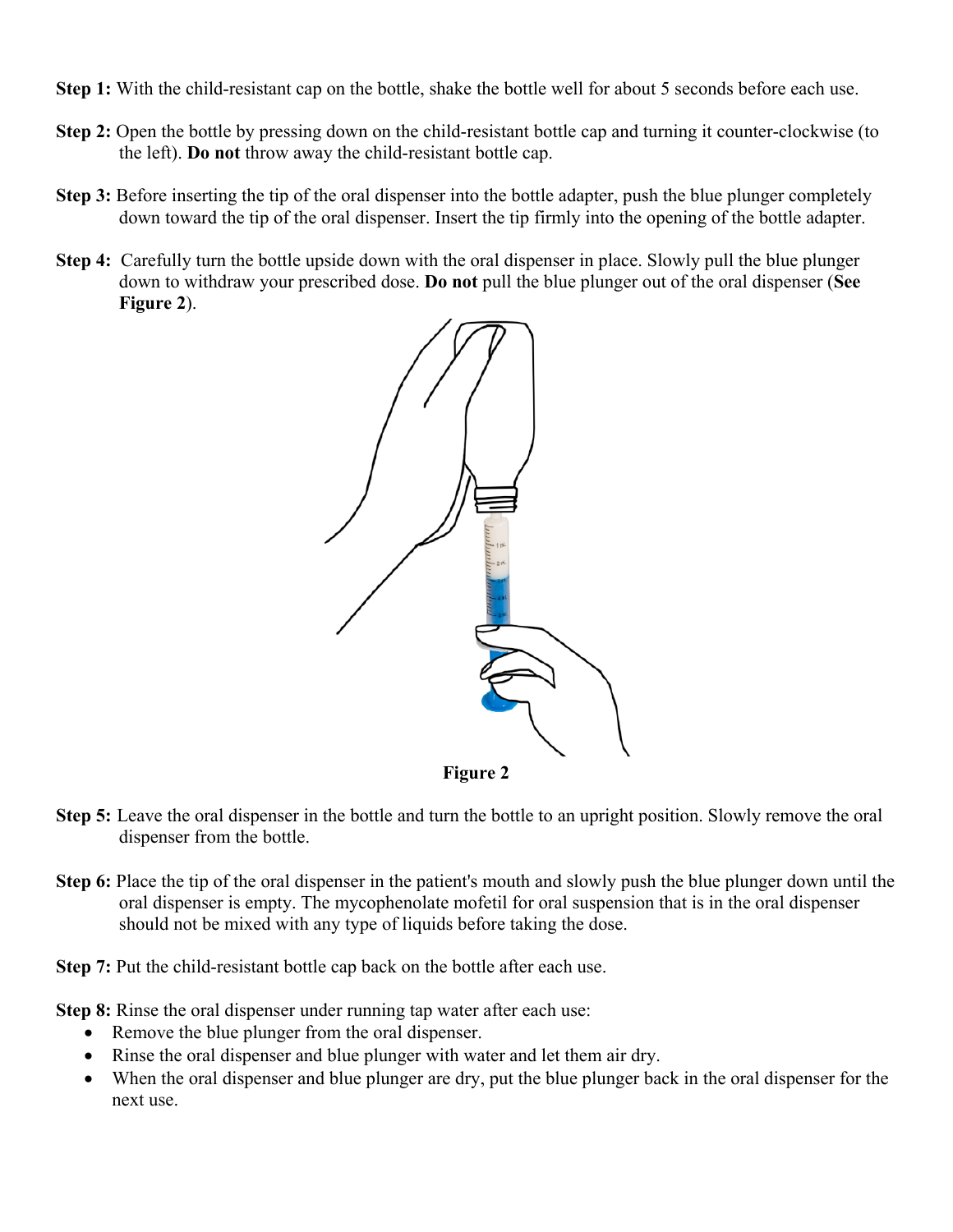**Step 1:** With the child-resistant cap on the bottle, shake the bottle well for about 5 seconds before each use.

**Step 2:** Open the bottle by pressing down on the child-resistant bottle cap and turning it counter-clockwise (to the left). **Do not** throw away the child-resistant bottle cap.

**Step 3:** Before inserting the tip of the oral dispenser into the bottle adapter, push the blue plunger completely down toward the tip of the oral dispenser. Insert the tip firmly into the opening of the bottle adapter.

**Step 4:** Carefully turn the bottle upside down with the oral dispenser in place. Slowly pull the blue plunger down to withdraw your prescribed dose. **Do not** pull the blue plunger out of the oral dispenser (**See Figure 2**).

**Figure 2**

**Step 5:** Leave the oral dispenser in the bottle and turn the bottle to an upright position. Slowly remove the oral dispenser from the bottle.

**Step 6:** Place the tip of the oral dispenser in the patient's mouth and slowly push the blue plunger down until the oral dispenser is empty. The mycophenolate mofetil for oral suspension that is in the oral dispenser should not be mixed with any type of liquids before taking the dose.

**Step 7:** Put the child-resistant bottle cap back on the bottle after each use.

**Step 8:** Rinse the oral dispenser under running tap water after each use:

- Remove the blue plunger from the oral dispenser.
- Rinse the oral dispenser and blue plunger with water and let them air dry.
- When the oral dispenser and blue plunger are dry, put the blue plunger back in the oral dispenser for the next use.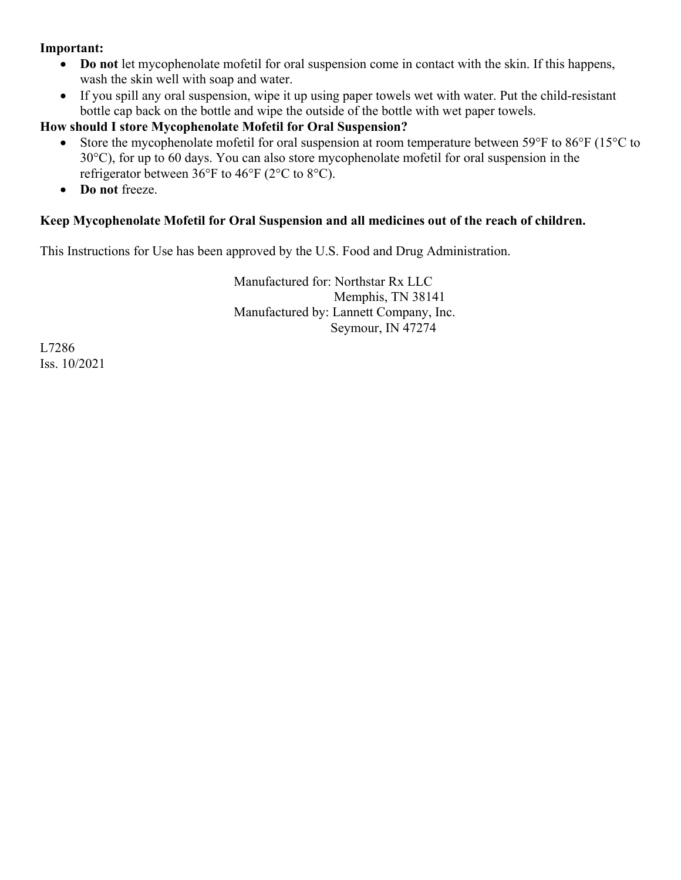**Important:**

- **Do not** let mycophenolate mofetil for oral suspension come in contact with the skin. If this happens, wash the skin well with soap and water.
- If you spill any oral suspension, wipe it up using paper towels wet with water. Put the child-resistant bottle cap back on the bottle and wipe the outside of the bottle with wet paper towels.

**How should I store Mycophenolate Mofetil for Oral Suspension?**

- Store the mycophenolate mofetil for oral suspension at room temperature between 59°F to 86°F (15°C to 30°C), for up to 60 days. You can also store mycophenolate mofetil for oral suspension in the refrigerator between 36°F to 46°F (2°C to 8°C).
- **Do not** freeze.

**Keep Mycophenolate Mofetil for Oral Suspension and all medicines out of the reach of children.**

This Instructions for Use has been approved by the U.S. Food and Drug Administration.

Manufactured for: Northstar Rx LLC
Memphis, TN 38141
Manufactured by: Lannett Company, Inc.
Seymour, IN 47274

L7286
Iss. 10/2021